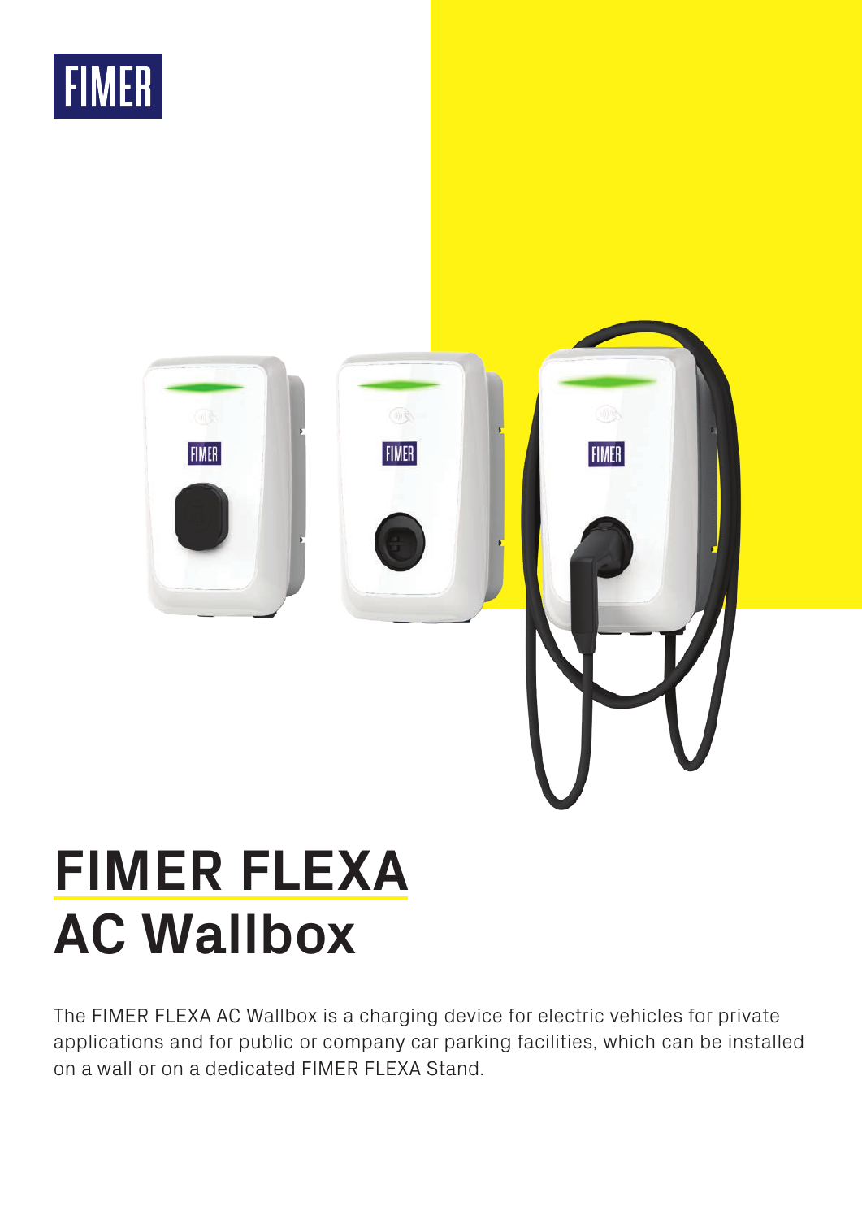# FIMER FLEXA AC Wallbox

The FIMER FLEXA AC Wallbox is a charging device for electric vehicles for private applications and for public or company car parking facilities, which can be installed on a wall or on a dedicated FIMER FLEXA Stand.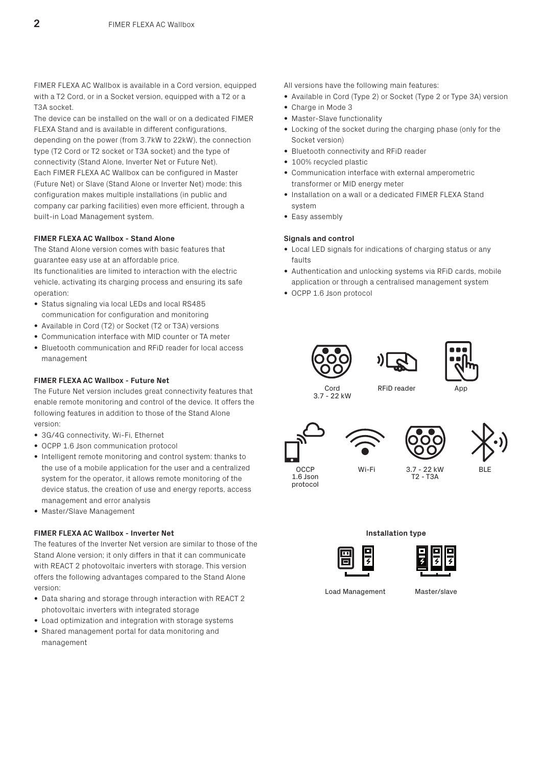FIMER FLEXA AC Wallbox is available in a Cord version, equipped with a T2 Cord, or in a Socket version, equipped with a T2 or a T3A socket.

The device can be installed on the wall or on a dedicated FIMER FLEXA Stand and is available in different configurations, depending on the power (from 3.7kW to 22kW), the connection type (T2 Cord or T2 socket or T3A socket) and the type of connectivity (Stand Alone, Inverter Net or Future Net).

Each FIMER FLEXA AC Wallbox can be configured in Master (Future Net) or Slave (Stand Alone or Inverter Net) mode: this configuration makes multiple installations (in public and company car parking facilities) even more efficient, through a built-in Load Management system.

#### FIMER FLEXA AC Wallbox - Stand Alone

The Stand Alone version comes with basic features that guarantee easy use at an affordable price.

Its functionalities are limited to interaction with the electric vehicle, activating its charging process and ensuring its safe operation:

- Status signaling via local LEDs and local RS485 communication for configuration and monitoring
- Available in Cord (T2) or Socket (T2 or T3A) versions
- Communication interface with MID counter or TA meter
- Bluetooth communication and RFiD reader for local access management

#### FIMER FLEXA AC Wallbox - Future Net

The Future Net version includes great connectivity features that enable remote monitoring and control of the device. It offers the following features in addition to those of the Stand Alone version:

- 3G/4G connectivity, Wi-Fi, Ethernet
- OCPP 1.6 Json communication protocol
- Intelligent remote monitoring and control system: thanks to the use of a mobile application for the user and a centralized system for the operator, it allows remote monitoring of the device status, the creation of use and energy reports, access management and error analysis
- Master/Slave Management

#### FIMER FLEXA AC Wallbox - Inverter Net

The features of the Inverter Net version are similar to those of the Stand Alone version; it only differs in that it can communicate with REACT 2 photovoltaic inverters with storage. This version offers the following advantages compared to the Stand Alone version:

- Data sharing and storage through interaction with REACT 2 photovoltaic inverters with integrated storage
- Load optimization and integration with storage systems
- Shared management portal for data monitoring and management

All versions have the following main features:

- Available in Cord (Type 2) or Socket (Type 2 or Type 3A) version
- Charge in Mode 3
- Master-Slave functionality
- Locking of the socket during the charging phase (only for the Socket version)
- Bluetooth connectivity and RFiD reader
- 100% recycled plastic
- Communication interface with external amperometric transformer or MID energy meter
- Installation on a wall or a dedicated FIMER FLEXA Stand system
- Easy assembly

#### Signals and control

- Local LED signals for indications of charging status or any faults
- Authentication and unlocking systems via RFiD cards, mobile application or through a centralised management system
- OCPP 1.6 Json protocol

Cord 3.7 - 22 kW

RFiD reader

App

OCCP 1.6 Json protocol

Wi-Fi

3.7 - 22 kW T2 - T3A

BLE

**Installation type**

Load Management

Master/slave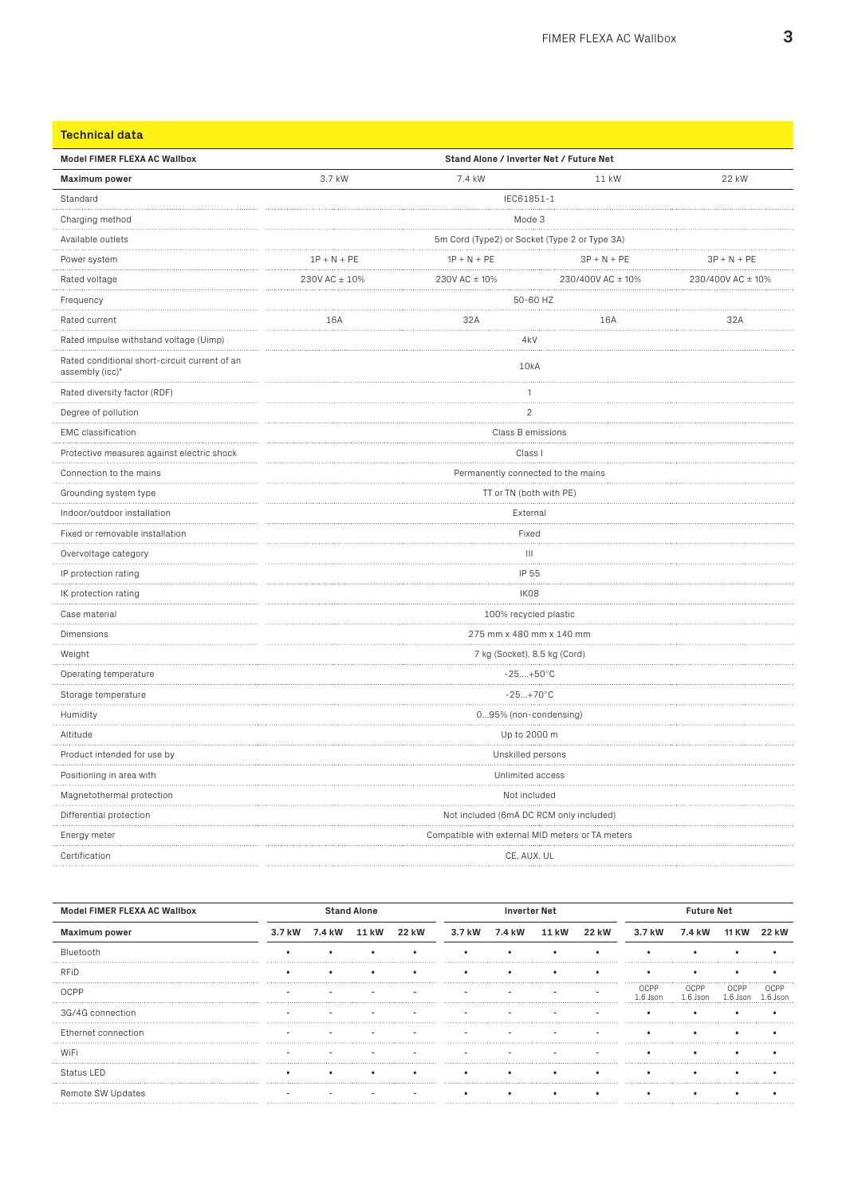## Technical data

| Model FIMER FLEXA AC Wallbox | Stand Alone / Inverter Net / Future Net | | | |
|---|---|---|---|---|
| **Maximum power** | 3.7 kW | 7.4 kW | 11 kW | 22 kW |
| Standard | IEC61851-1 | | | |
| Charging method | Mode 3 | | | |
| Available outlets | 5m Cord (Type2) or Socket (Type 2 or Type 3A) | | | |
| Power system | 1P + N + PE | 1P + N + PE | 3P + N + PE | 3P + N + PE |
| Rated voltage | 230V AC ± 10% | 230V AC ± 10% | 230/400V AC ± 10% | 230/400V AC ± 10% |
| Frequency | 50-60 HZ | | | |
| Rated current | 16A | 32A | 16A | 32A |
| Rated impulse withstand voltage (Uimp) | 4kV | | | |
| Rated conditional short-circuit current of an assembly (icc)* | 10kA | | | |
| Rated diversity factor (RDF) | 1 | | | |
| Degree of pollution | 2 | | | |
| EMC classification | Class B emissions | | | |
| Protective measures against electric shock | Class I | | | |
| Connection to the mains | Permanently connected to the mains | | | |
| Grounding system type | TT or TN (both with PE) | | | |
| Indoor/outdoor installation | External | | | |
| Fixed or removable installation | Fixed | | | |
| Overvoltage category | III | | | |
| IP protection rating | IP 55 | | | |
| IK protection rating | IK08 | | | |
| Case material | 100% recycled plastic | | | |
| Dimensions | 275 mm x 480 mm x 140 mm | | | |
| Weight | 7 kg (Socket), 8.5 kg (Cord) | | | |
| Operating temperature | -25....+50°C | | | |
| Storage temperature | -25...+70°C | | | |
| Humidity | 0...95% (non-condensing) | | | |
| Altitude | Up to 2000 m | | | |
| Product intended for use by | Unskilled persons | | | |
| Positioning in area with | Unlimited access | | | |
| Magnetothermal protection | Not included | | | |
| Differential protection | Not included (6mA DC RCM only included) | | | |
| Energy meter | Compatible with external MID meters or TA meters | | | |
| Certification | CE, AUX. UL | | | |

| Model FIMER FLEXA AC Wallbox | Stand Alone | | | | Inverter Net | | | | Future Net | | | |
|---|---|---|---|---|---|---|---|---|---|---|---|---|
| **Maximum power** | **3.7 kW** | **7.4 kW** | **11 kW** | **22 kW** | **3.7 kW** | **7.4 kW** | **11 kW** | **22 kW** | **3.7 kW** | **7.4 kW** | **11 KW** | **22 kW** |
| Bluetooth | • | • | • | • | • | • | • | • | • | • | • | • |
| RFiD | • | • | • | • | • | • | • | • | • | • | • | • |
| OCPP | - | - | - | - | - | - | - | - | OCPP 1.6 Json | OCPP 1.6 Json | OCPP 1.6 Json | OCPP 1.6 Json |
| 3G/4G connection | - | - | - | - | - | - | - | - | • | • | • | • |
| Ethernet connection | - | - | - | - | - | - | - | - | • | • | • | • |
| WiFi | - | - | - | - | - | - | - | - | • | • | • | • |
| Status LED | • | • | • | • | • | • | • | • | • | • | • | • |
| Remote SW Updates | - | - | - | - | • | • | • | • | • | • | • | • |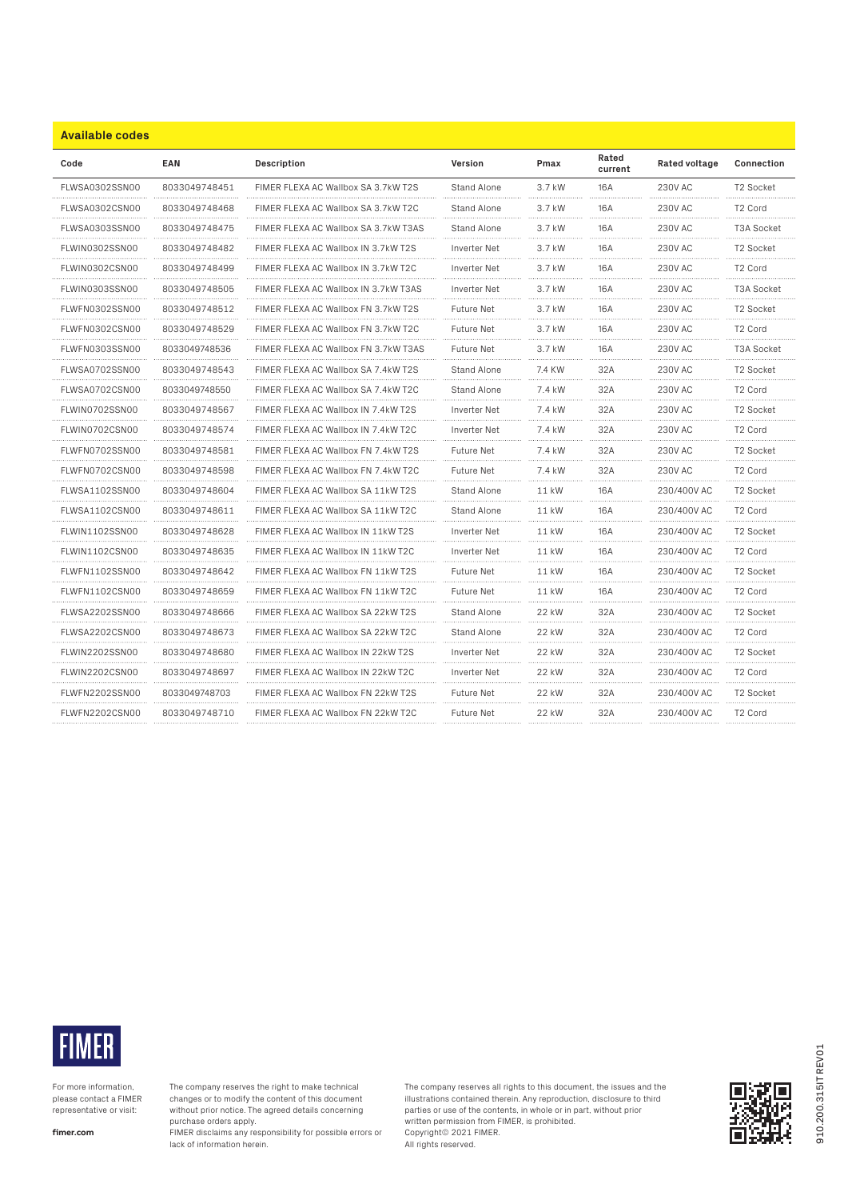## Available codes

| Code | EAN | Description | Version | Pmax | Rated current | Rated voltage | Connection |
|---|---|---|---|---|---|---|---|
| FLWSA0302SSN00 | 8033049748451 | FIMER FLEXA AC Wallbox SA 3.7kW T2S | Stand Alone | 3.7 kW | 16A | 230V AC | T2 Socket |
| FLWSA0302CSN00 | 8033049748468 | FIMER FLEXA AC Wallbox SA 3.7kW T2C | Stand Alone | 3.7 kW | 16A | 230V AC | T2 Cord |
| FLWSA0303SSN00 | 8033049748475 | FIMER FLEXA AC Wallbox SA 3.7kW T3AS | Stand Alone | 3.7 kW | 16A | 230V AC | T3A Socket |
| FLWIN0302SSN00 | 8033049748482 | FIMER FLEXA AC Wallbox IN 3.7kW T2S | Inverter Net | 3.7 kW | 16A | 230V AC | T2 Socket |
| FLWIN0302CSN00 | 8033049748499 | FIMER FLEXA AC Wallbox IN 3.7kW T2C | Inverter Net | 3.7 kW | 16A | 230V AC | T2 Cord |
| FLWIN0303SSN00 | 8033049748505 | FIMER FLEXA AC Wallbox IN 3.7kW T3AS | Inverter Net | 3.7 kW | 16A | 230V AC | T3A Socket |
| FLWFN0302SSN00 | 8033049748512 | FIMER FLEXA AC Wallbox FN 3.7kW T2S | Future Net | 3.7 kW | 16A | 230V AC | T2 Socket |
| FLWFN0302CSN00 | 8033049748529 | FIMER FLEXA AC Wallbox FN 3.7kW T2C | Future Net | 3.7 kW | 16A | 230V AC | T2 Cord |
| FLWFN0303SSN00 | 8033049748536 | FIMER FLEXA AC Wallbox FN 3.7kW T3AS | Future Net | 3.7 kW | 16A | 230V AC | T3A Socket |
| FLWSA0702SSN00 | 8033049748543 | FIMER FLEXA AC Wallbox SA 7.4kW T2S | Stand Alone | 7.4 KW | 32A | 230V AC | T2 Socket |
| FLWSA0702CSN00 | 8033049748550 | FIMER FLEXA AC Wallbox SA 7.4kW T2C | Stand Alone | 7.4 kW | 32A | 230V AC | T2 Cord |
| FLWIN0702SSN00 | 8033049748567 | FIMER FLEXA AC Wallbox IN 7.4kW T2S | Inverter Net | 7.4 kW | 32A | 230V AC | T2 Socket |
| FLWIN0702CSN00 | 8033049748574 | FIMER FLEXA AC Wallbox IN 7.4kW T2C | Inverter Net | 7.4 kW | 32A | 230V AC | T2 Cord |
| FLWFN0702SSN00 | 8033049748581 | FIMER FLEXA AC Wallbox FN 7.4kW T2S | Future Net | 7.4 kW | 32A | 230V AC | T2 Socket |
| FLWFN0702CSN00 | 8033049748598 | FIMER FLEXA AC Wallbox FN 7.4kW T2C | Future Net | 7.4 kW | 32A | 230V AC | T2 Cord |
| FLWSA1102SSN00 | 8033049748604 | FIMER FLEXA AC Wallbox SA 11kW T2S | Stand Alone | 11 kW | 16A | 230/400V AC | T2 Socket |
| FLWSA1102CSN00 | 8033049748611 | FIMER FLEXA AC Wallbox SA 11kW T2C | Stand Alone | 11 kW | 16A | 230/400V AC | T2 Cord |
| FLWIN1102SSN00 | 8033049748628 | FIMER FLEXA AC Wallbox IN 11kW T2S | Inverter Net | 11 kW | 16A | 230/400V AC | T2 Socket |
| FLWIN1102CSN00 | 8033049748635 | FIMER FLEXA AC Wallbox IN 11kW T2C | Inverter Net | 11 kW | 16A | 230/400V AC | T2 Cord |
| FLWFN1102SSN00 | 8033049748642 | FIMER FLEXA AC Wallbox FN 11kW T2S | Future Net | 11 kW | 16A | 230/400V AC | T2 Socket |
| FLWFN1102CSN00 | 8033049748659 | FIMER FLEXA AC Wallbox FN 11kW T2C | Future Net | 11 kW | 16A | 230/400V AC | T2 Cord |
| FLWSA2202SSN00 | 8033049748666 | FIMER FLEXA AC Wallbox SA 22kW T2S | Stand Alone | 22 kW | 32A | 230/400V AC | T2 Socket |
| FLWSA2202CSN00 | 8033049748673 | FIMER FLEXA AC Wallbox SA 22kW T2C | Stand Alone | 22 kW | 32A | 230/400V AC | T2 Cord |
| FLWIN2202SSN00 | 8033049748680 | FIMER FLEXA AC Wallbox IN 22kW T2S | Inverter Net | 22 kW | 32A | 230/400V AC | T2 Socket |
| FLWIN2202CSN00 | 8033049748697 | FIMER FLEXA AC Wallbox IN 22kW T2C | Inverter Net | 22 kW | 32A | 230/400V AC | T2 Cord |
| FLWFN2202SSN00 | 8033049748703 | FIMER FLEXA AC Wallbox FN 22kW T2S | Future Net | 22 kW | 32A | 230/400V AC | T2 Socket |
| FLWFN2202CSN00 | 8033049748710 | FIMER FLEXA AC Wallbox FN 22kW T2C | Future Net | 22 kW | 32A | 230/400V AC | T2 Cord |

FIMER

For more information, please contact a FIMER representative or visit:

**fimer.com**

The company reserves the right to make technical changes or to modify the content of this document without prior notice. The agreed details concerning purchase orders apply.
FIMER disclaims any responsibility for possible errors or lack of information herein.

The company reserves all rights to this document, the issues and the illustrations contained therein. Any reproduction, disclosure to third parties or use of the contents, in whole or in part, without prior written permission from FIMER, is prohibited.
Copyright© 2021 FIMER.
All rights reserved.

910.200.315IT REV01